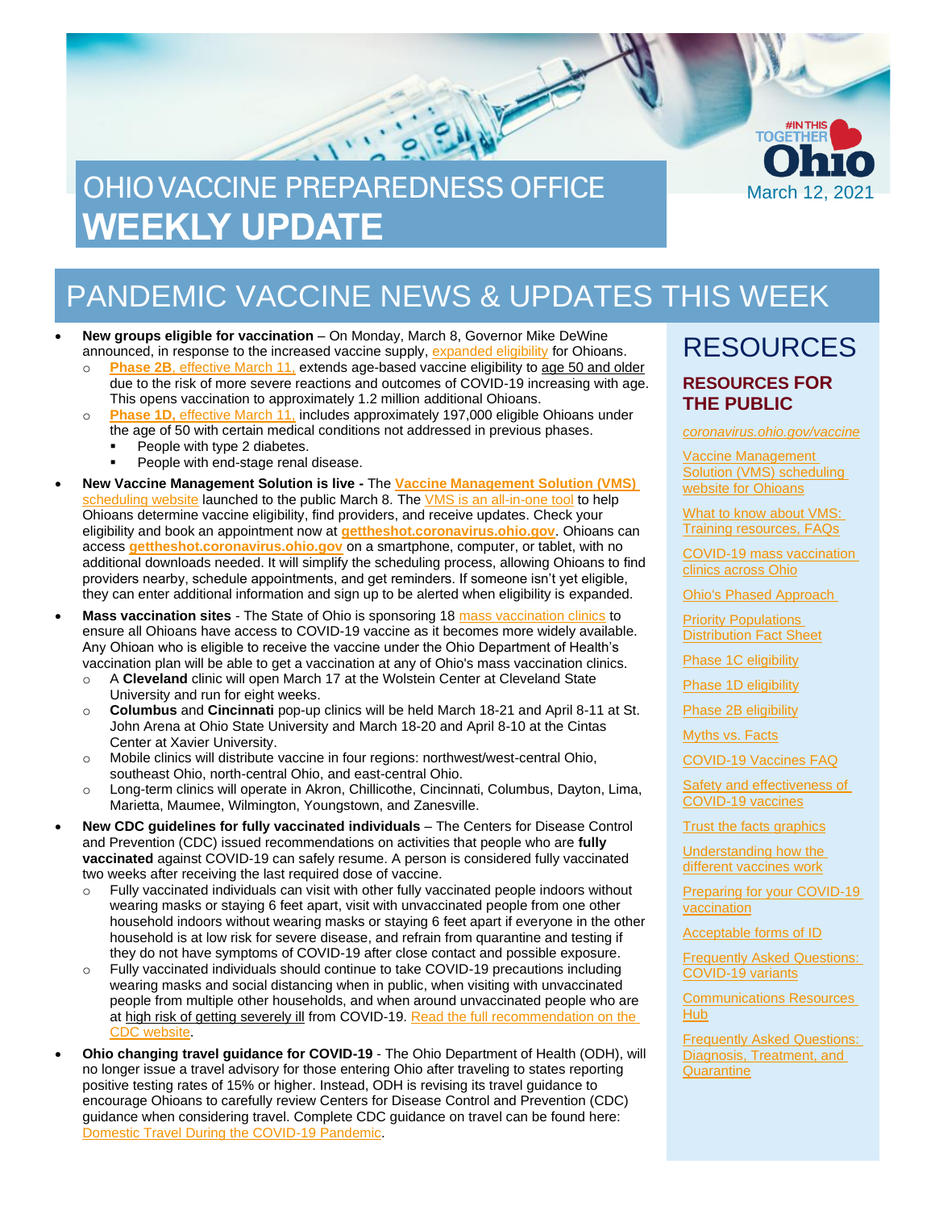# OHIO VACCINE PREPAREDNESS OFFICE WEEKLY UPDATE

#INTHIS TOGETHER Ohio

March 12, 2021

## PANDEMIC VACCINE NEWS & UPDATES THIS WEEK

- **New groups eligible for vaccination** – On Monday, March 8, Governor Mike DeWine announced, in response to the increased vaccine supply, expanded eligibility for Ohioans.
  - **Phase 2B**, effective March 11, extends age-based vaccine eligibility to age 50 and older due to the risk of more severe reactions and outcomes of COVID-19 increasing with age. This opens vaccination to approximately 1.2 million additional Ohioans.
  - **Phase 1D**, effective March 11, includes approximately 197,000 eligible Ohioans under the age of 50 with certain medical conditions not addressed in previous phases.
    - People with type 2 diabetes.
    - People with end-stage renal disease.
- **New Vaccine Management Solution is live -** The **Vaccine Management Solution (VMS)** scheduling website launched to the public March 8. The VMS is an all-in-one tool to help Ohioans determine vaccine eligibility, find providers, and receive updates. Check your eligibility and book an appointment now at **gettheshot.coronavirus.ohio.gov**. Ohioans can access **gettheshot.coronavirus.ohio.gov** on a smartphone, computer, or tablet, with no additional downloads needed. It will simplify the scheduling process, allowing Ohioans to find providers nearby, schedule appointments, and get reminders. If someone isn't yet eligible, they can enter additional information and sign up to be alerted when eligibility is expanded.
- **Mass vaccination sites** - The State of Ohio is sponsoring 18 mass vaccination clinics to ensure all Ohioans have access to COVID-19 vaccine as it becomes more widely available. Any Ohioan who is eligible to receive the vaccine under the Ohio Department of Health's vaccination plan will be able to get a vaccination at any of Ohio's mass vaccination clinics.
  - A **Cleveland** clinic will open March 17 at the Wolstein Center at Cleveland State University and run for eight weeks.
  - **Columbus** and **Cincinnati** pop-up clinics will be held March 18-21 and April 8-11 at St. John Arena at Ohio State University and March 18-20 and April 8-10 at the Cintas Center at Xavier University.
  - Mobile clinics will distribute vaccine in four regions: northwest/west-central Ohio, southeast Ohio, north-central Ohio, and east-central Ohio.
  - Long-term clinics will operate in Akron, Chillicothe, Cincinnati, Columbus, Dayton, Lima, Marietta, Maumee, Wilmington, Youngstown, and Zanesville.
- **New CDC guidelines for fully vaccinated individuals** – The Centers for Disease Control and Prevention (CDC) issued recommendations on activities that people who are **fully vaccinated** against COVID-19 can safely resume. A person is considered fully vaccinated two weeks after receiving the last required dose of vaccine.
  - Fully vaccinated individuals can visit with other fully vaccinated people indoors without wearing masks or staying 6 feet apart, visit with unvaccinated people from one other household indoors without wearing masks or staying 6 feet apart if everyone in the other household is at low risk for severe disease, and refrain from quarantine and testing if they do not have symptoms of COVID-19 after close contact and possible exposure.
  - Fully vaccinated individuals should continue to take COVID-19 precautions including wearing masks and social distancing when in public, when visiting with unvaccinated people from multiple other households, and when around unvaccinated people who are at high risk of getting severely ill from COVID-19. Read the full recommendation on the CDC website.
- **Ohio changing travel guidance for COVID-19** - The Ohio Department of Health (ODH), will no longer issue a travel advisory for those entering Ohio after traveling to states reporting positive testing rates of 15% or higher. Instead, ODH is revising its travel guidance to encourage Ohioans to carefully review Centers for Disease Control and Prevention (CDC) guidance when considering travel. Complete CDC guidance on travel can be found here: Domestic Travel During the COVID-19 Pandemic.

## RESOURCES

### RESOURCES FOR THE PUBLIC

- *coronavirus.ohio.gov/vaccine*
- Vaccine Management Solution (VMS) scheduling website for Ohioans
- What to know about VMS: Training resources, FAQs
- COVID-19 mass vaccination clinics across Ohio
- Ohio's Phased Approach
- Priority Populations Distribution Fact Sheet
- Phase 1C eligibility
- Phase 1D eligibility
- Phase 2B eligibility
- Myths vs. Facts
- COVID-19 Vaccines FAQ
- Safety and effectiveness of COVID-19 vaccines
- Trust the facts graphics
- Understanding how the different vaccines work
- Preparing for your COVID-19 vaccination
- Acceptable forms of ID
- Frequently Asked Questions: COVID-19 variants
- Communications Resources Hub
- Frequently Asked Questions: Diagnosis, Treatment, and Quarantine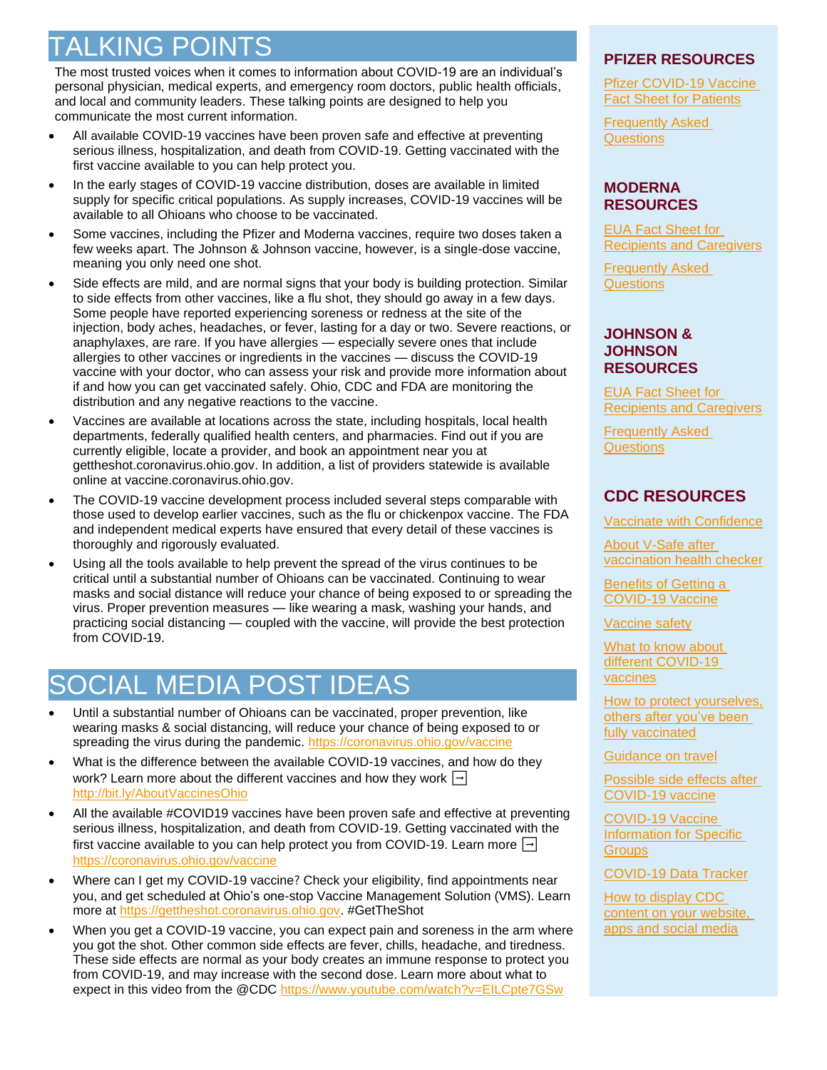# TALKING POINTS

The most trusted voices when it comes to information about COVID-19 are an individual's personal physician, medical experts, and emergency room doctors, public health officials, and local and community leaders. These talking points are designed to help you communicate the most current information.

- All available COVID-19 vaccines have been proven safe and effective at preventing serious illness, hospitalization, and death from COVID-19. Getting vaccinated with the first vaccine available to you can help protect you.
- In the early stages of COVID-19 vaccine distribution, doses are available in limited supply for specific critical populations. As supply increases, COVID-19 vaccines will be available to all Ohioans who choose to be vaccinated.
- Some vaccines, including the Pfizer and Moderna vaccines, require two doses taken a few weeks apart. The Johnson & Johnson vaccine, however, is a single-dose vaccine, meaning you only need one shot.
- Side effects are mild, and are normal signs that your body is building protection. Similar to side effects from other vaccines, like a flu shot, they should go away in a few days. Some people have reported experiencing soreness or redness at the site of the injection, body aches, headaches, or fever, lasting for a day or two. Severe reactions, or anaphylaxes, are rare. If you have allergies — especially severe ones that include allergies to other vaccines or ingredients in the vaccines — discuss the COVID-19 vaccine with your doctor, who can assess your risk and provide more information about if and how you can get vaccinated safely. Ohio, CDC and FDA are monitoring the distribution and any negative reactions to the vaccine.
- Vaccines are available at locations across the state, including hospitals, local health departments, federally qualified health centers, and pharmacies. Find out if you are currently eligible, locate a provider, and book an appointment near you at gettheshot.coronavirus.ohio.gov. In addition, a list of providers statewide is available online at vaccine.coronavirus.ohio.gov.
- The COVID-19 vaccine development process included several steps comparable with those used to develop earlier vaccines, such as the flu or chickenpox vaccine. The FDA and independent medical experts have ensured that every detail of these vaccines is thoroughly and rigorously evaluated.
- Using all the tools available to help prevent the spread of the virus continues to be critical until a substantial number of Ohioans can be vaccinated. Continuing to wear masks and social distance will reduce your chance of being exposed to or spreading the virus. Proper prevention measures — like wearing a mask, washing your hands, and practicing social distancing — coupled with the vaccine, will provide the best protection from COVID-19.

# SOCIAL MEDIA POST IDEAS

- Until a substantial number of Ohioans can be vaccinated, proper prevention, like wearing masks & social distancing, will reduce your chance of being exposed to or spreading the virus during the pandemic. https://coronavirus.ohio.gov/vaccine
- What is the difference between the available COVID-19 vaccines, and how do they work? Learn more about the different vaccines and how they work ➡ http://bit.ly/AboutVaccinesOhio
- All the available #COVID19 vaccines have been proven safe and effective at preventing serious illness, hospitalization, and death from COVID-19. Getting vaccinated with the first vaccine available to you can help protect you from COVID-19. Learn more ➡ https://coronavirus.ohio.gov/vaccine
- Where can I get my COVID-19 vaccine? Check your eligibility, find appointments near you, and get scheduled at Ohio's one-stop Vaccine Management Solution (VMS). Learn more at https://gettheshot.coronavirus.ohio.gov. #GetTheShot
- When you get a COVID-19 vaccine, you can expect pain and soreness in the arm where you got the shot. Other common side effects are fever, chills, headache, and tiredness. These side effects are normal as your body creates an immune response to protect you from COVID-19, and may increase with the second dose. Learn more about what to expect in this video from the @CDC https://www.youtube.com/watch?v=EILCpte7GSw

## PFIZER RESOURCES

Pfizer COVID-19 Vaccine Fact Sheet for Patients

Frequently Asked Questions

## MODERNA RESOURCES

EUA Fact Sheet for Recipients and Caregivers

Frequently Asked Questions

## JOHNSON & JOHNSON RESOURCES

EUA Fact Sheet for Recipients and Caregivers

Frequently Asked Questions

## CDC RESOURCES

Vaccinate with Confidence

About V-Safe after vaccination health checker

Benefits of Getting a COVID-19 Vaccine

Vaccine safety

What to know about different COVID-19 vaccines

How to protect yourselves, others after you've been fully vaccinated

Guidance on travel

Possible side effects after COVID-19 vaccine

COVID-19 Vaccine Information for Specific Groups

COVID-19 Data Tracker

How to display CDC content on your website, apps and social media